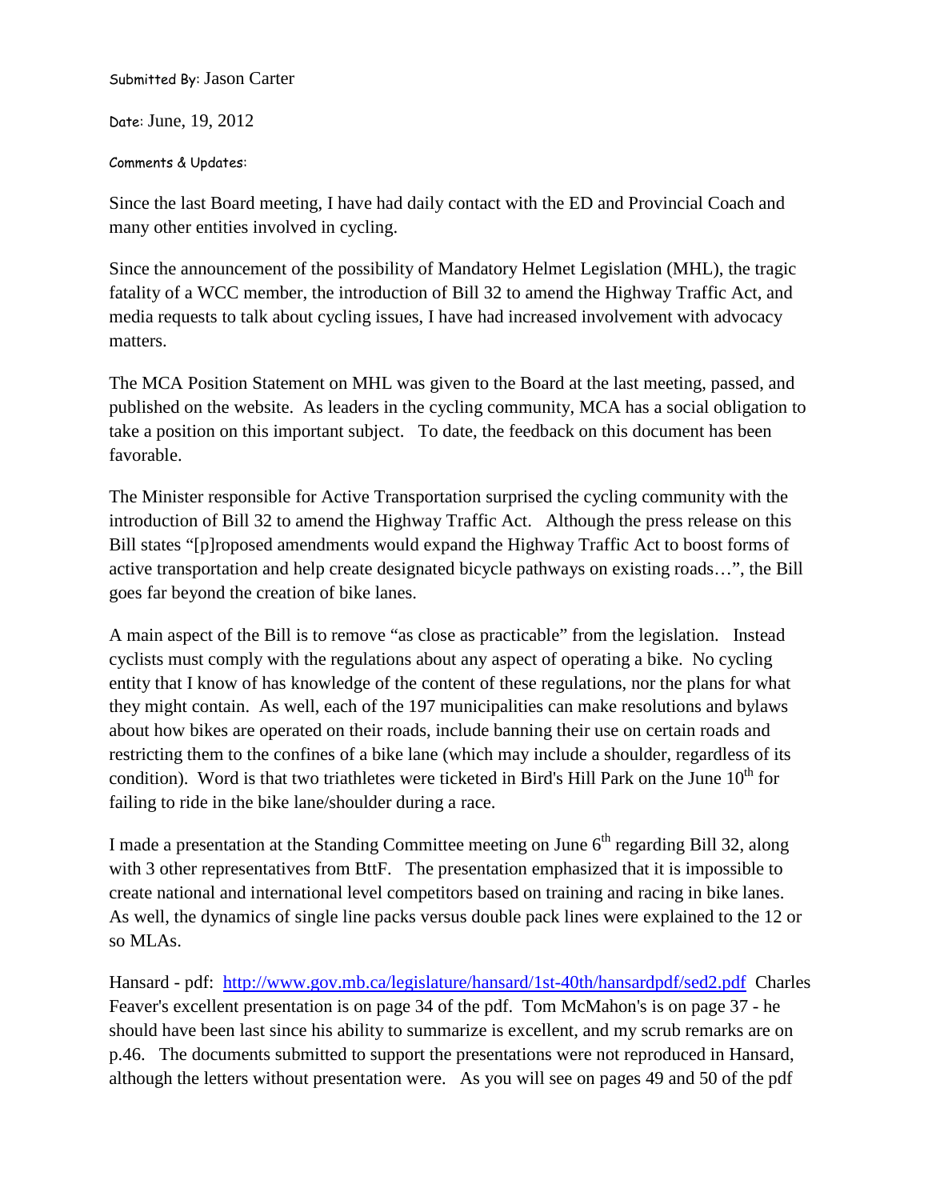Submitted By: Jason Carter

Date: June, 19, 2012

Comments & Updates:

Since the last Board meeting, I have had daily contact with the ED and Provincial Coach and many other entities involved in cycling.

Since the announcement of the possibility of Mandatory Helmet Legislation (MHL), the tragic fatality of a WCC member, the introduction of Bill 32 to amend the Highway Traffic Act, and media requests to talk about cycling issues, I have had increased involvement with advocacy matters.

The MCA Position Statement on MHL was given to the Board at the last meeting, passed, and published on the website. As leaders in the cycling community, MCA has a social obligation to take a position on this important subject. To date, the feedback on this document has been favorable.

The Minister responsible for Active Transportation surprised the cycling community with the introduction of Bill 32 to amend the Highway Traffic Act. Although the press release on this Bill states "[p]roposed amendments would expand the Highway Traffic Act to boost forms of active transportation and help create designated bicycle pathways on existing roads…", the Bill goes far beyond the creation of bike lanes.

A main aspect of the Bill is to remove "as close as practicable" from the legislation. Instead cyclists must comply with the regulations about any aspect of operating a bike. No cycling entity that I know of has knowledge of the content of these regulations, nor the plans for what they might contain. As well, each of the 197 municipalities can make resolutions and bylaws about how bikes are operated on their roads, include banning their use on certain roads and restricting them to the confines of a bike lane (which may include a shoulder, regardless of its condition). Word is that two triathletes were ticketed in Bird's Hill Park on the June 10th for failing to ride in the bike lane/shoulder during a race.

I made a presentation at the Standing Committee meeting on June 6th regarding Bill 32, along with 3 other representatives from BttF. The presentation emphasized that it is impossible to create national and international level competitors based on training and racing in bike lanes. As well, the dynamics of single line packs versus double pack lines were explained to the 12 or so MLAs.

Hansard - pdf: http://www.gov.mb.ca/legislature/hansard/1st-40th/hansardpdf/sed2.pdf Charles Feaver's excellent presentation is on page 34 of the pdf. Tom McMahon's is on page 37 - he should have been last since his ability to summarize is excellent, and my scrub remarks are on p.46. The documents submitted to support the presentations were not reproduced in Hansard, although the letters without presentation were. As you will see on pages 49 and 50 of the pdf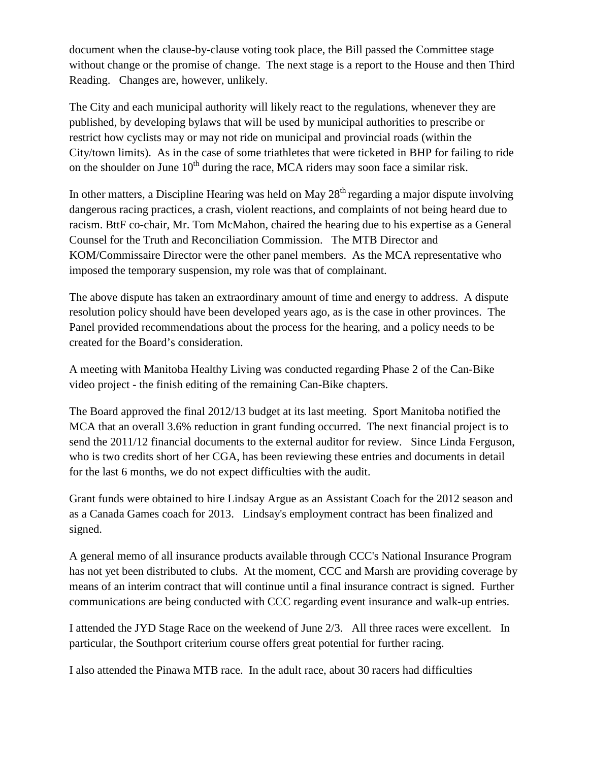document when the clause-by-clause voting took place, the Bill passed the Committee stage without change or the promise of change. The next stage is a report to the House and then Third Reading. Changes are, however, unlikely.

The City and each municipal authority will likely react to the regulations, whenever they are published, by developing bylaws that will be used by municipal authorities to prescribe or restrict how cyclists may or may not ride on municipal and provincial roads (within the City/town limits). As in the case of some triathletes that were ticketed in BHP for failing to ride on the shoulder on June 10th during the race, MCA riders may soon face a similar risk.

In other matters, a Discipline Hearing was held on May 28th regarding a major dispute involving dangerous racing practices, a crash, violent reactions, and complaints of not being heard due to racism. BttF co-chair, Mr. Tom McMahon, chaired the hearing due to his expertise as a General Counsel for the Truth and Reconciliation Commission. The MTB Director and KOM/Commissaire Director were the other panel members. As the MCA representative who imposed the temporary suspension, my role was that of complainant.

The above dispute has taken an extraordinary amount of time and energy to address. A dispute resolution policy should have been developed years ago, as is the case in other provinces. The Panel provided recommendations about the process for the hearing, and a policy needs to be created for the Board's consideration.

A meeting with Manitoba Healthy Living was conducted regarding Phase 2 of the Can-Bike video project - the finish editing of the remaining Can-Bike chapters.

The Board approved the final 2012/13 budget at its last meeting. Sport Manitoba notified the MCA that an overall 3.6% reduction in grant funding occurred. The next financial project is to send the 2011/12 financial documents to the external auditor for review. Since Linda Ferguson, who is two credits short of her CGA, has been reviewing these entries and documents in detail for the last 6 months, we do not expect difficulties with the audit.

Grant funds were obtained to hire Lindsay Argue as an Assistant Coach for the 2012 season and as a Canada Games coach for 2013. Lindsay's employment contract has been finalized and signed.

A general memo of all insurance products available through CCC's National Insurance Program has not yet been distributed to clubs. At the moment, CCC and Marsh are providing coverage by means of an interim contract that will continue until a final insurance contract is signed. Further communications are being conducted with CCC regarding event insurance and walk-up entries.

I attended the JYD Stage Race on the weekend of June 2/3. All three races were excellent. In particular, the Southport criterium course offers great potential for further racing.

I also attended the Pinawa MTB race. In the adult race, about 30 racers had difficulties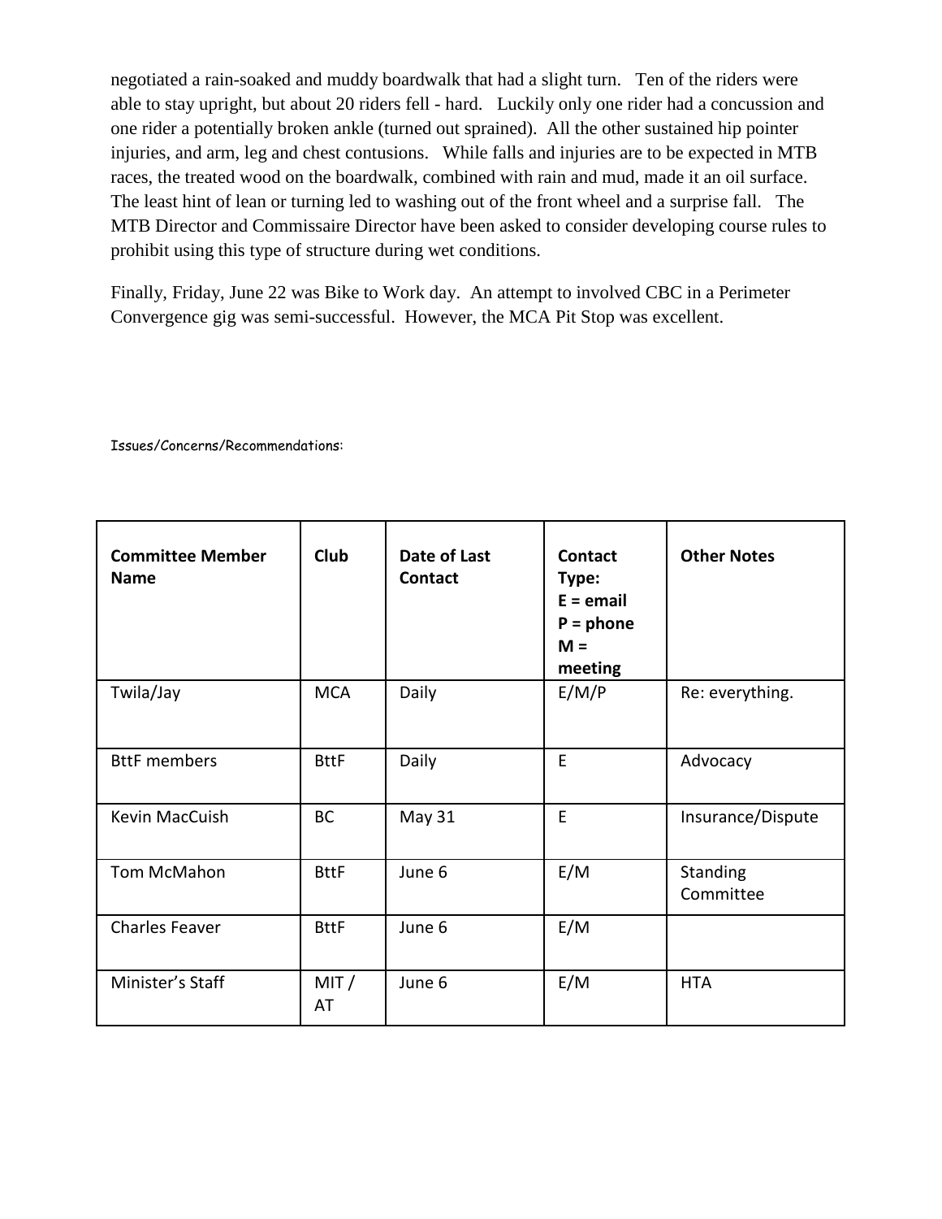negotiated a rain-soaked and muddy boardwalk that had a slight turn. Ten of the riders were able to stay upright, but about 20 riders fell - hard. Luckily only one rider had a concussion and one rider a potentially broken ankle (turned out sprained). All the other sustained hip pointer injuries, and arm, leg and chest contusions. While falls and injuries are to be expected in MTB races, the treated wood on the boardwalk, combined with rain and mud, made it an oil surface. The least hint of lean or turning led to washing out of the front wheel and a surprise fall. The MTB Director and Commissaire Director have been asked to consider developing course rules to prohibit using this type of structure during wet conditions.

Finally, Friday, June 22 was Bike to Work day. An attempt to involved CBC in a Perimeter Convergence gig was semi-successful. However, the MCA Pit Stop was excellent.

Issues/Concerns/Recommendations:

| **Committee Member Name** | **Club** | **Date of Last Contact** | **Contact Type: E = email P = phone M = meeting** | **Other Notes** |
|---|---|---|---|---|
| Twila/Jay | MCA | Daily | E/M/P | Re: everything. |
| BttF members | BttF | Daily | E | Advocacy |
| Kevin MacCuish | BC | May 31 | E | Insurance/Dispute |
| Tom McMahon | BttF | June 6 | E/M | Standing Committee |
| Charles Feaver | BttF | June 6 | E/M | |
| Minister's Staff | MIT / AT | June 6 | E/M | HTA |